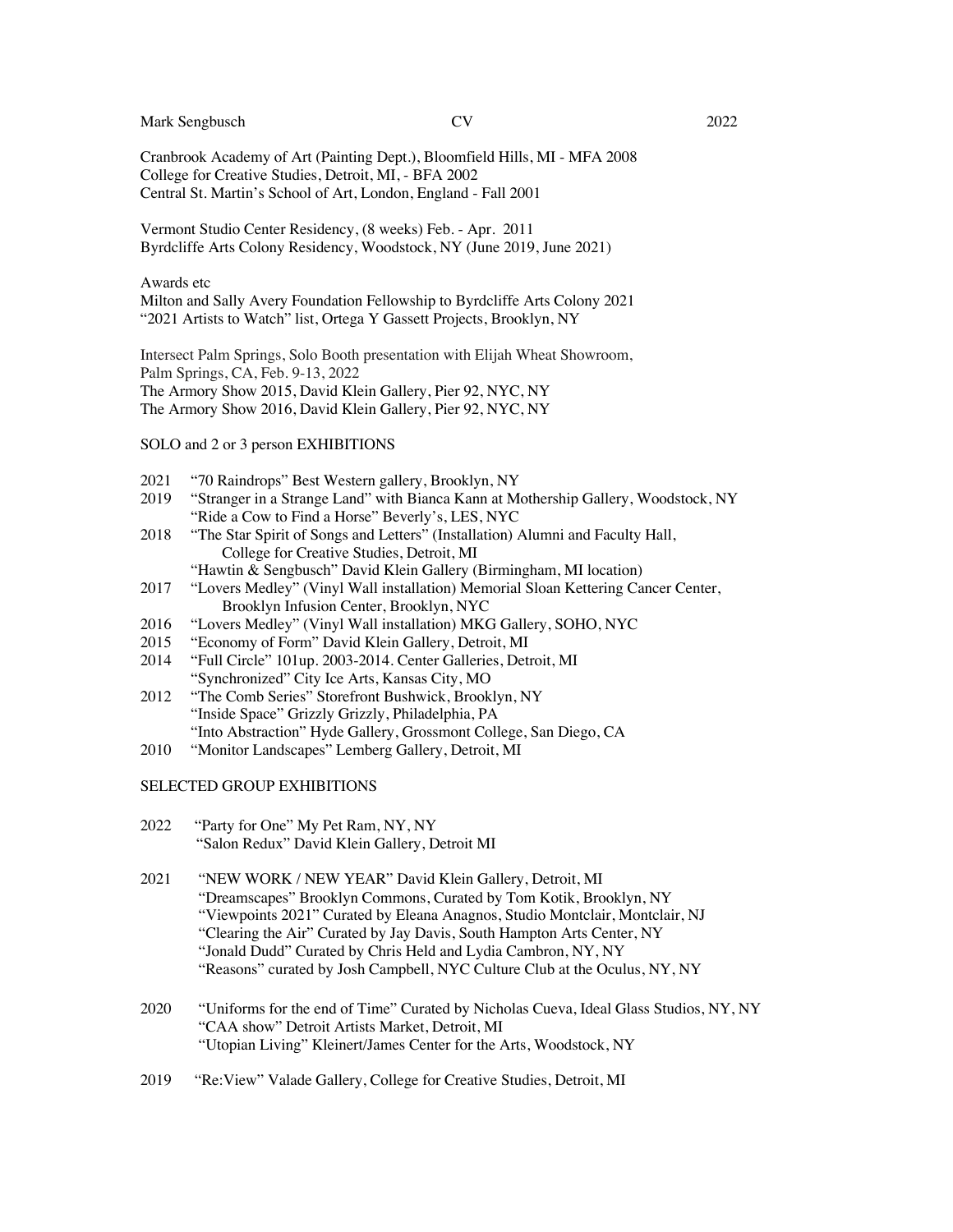Mark Sengbusch CV 2022

Cranbrook Academy of Art (Painting Dept.), Bloomfield Hills, MI - MFA 2008
College for Creative Studies, Detroit, MI, - BFA 2002
Central St. Martin's School of Art, London, England - Fall 2001

Vermont Studio Center Residency, (8 weeks) Feb. - Apr. 2011
Byrdcliffe Arts Colony Residency, Woodstock, NY (June 2019, June 2021)

Awards etc
Milton and Sally Avery Foundation Fellowship to Byrdcliffe Arts Colony 2021
"2021 Artists to Watch" list, Ortega Y Gassett Projects, Brooklyn, NY

Intersect Palm Springs, Solo Booth presentation with Elijah Wheat Showroom,
Palm Springs, CA, Feb. 9-13, 2022
The Armory Show 2015, David Klein Gallery, Pier 92, NYC, NY
The Armory Show 2016, David Klein Gallery, Pier 92, NYC, NY

SOLO and 2 or 3 person EXHIBITIONS

2021 "70 Raindrops" Best Western gallery, Brooklyn, NY
2019 "Stranger in a Strange Land" with Bianca Kann at Mothership Gallery, Woodstock, NY
"Ride a Cow to Find a Horse" Beverly's, LES, NYC
2018 "The Star Spirit of Songs and Letters" (Installation) Alumni and Faculty Hall,
College for Creative Studies, Detroit, MI
"Hawtin & Sengbusch" David Klein Gallery (Birmingham, MI location)
2017 "Lovers Medley" (Vinyl Wall installation) Memorial Sloan Kettering Cancer Center,
Brooklyn Infusion Center, Brooklyn, NYC
2016 "Lovers Medley" (Vinyl Wall installation) MKG Gallery, SOHO, NYC
2015 "Economy of Form" David Klein Gallery, Detroit, MI
2014 "Full Circle" 101up. 2003-2014. Center Galleries, Detroit, MI
"Synchronized" City Ice Arts, Kansas City, MO
2012 "The Comb Series" Storefront Bushwick, Brooklyn, NY
"Inside Space" Grizzly Grizzly, Philadelphia, PA
"Into Abstraction" Hyde Gallery, Grossmont College, San Diego, CA
2010 "Monitor Landscapes" Lemberg Gallery, Detroit, MI

SELECTED GROUP EXHIBITIONS

2022 "Party for One" My Pet Ram, NY, NY
"Salon Redux" David Klein Gallery, Detroit MI

2021 "NEW WORK / NEW YEAR" David Klein Gallery, Detroit, MI
"Dreamscapes" Brooklyn Commons, Curated by Tom Kotik, Brooklyn, NY
"Viewpoints 2021" Curated by Eleana Anagnos, Studio Montclair, Montclair, NJ
"Clearing the Air" Curated by Jay Davis, South Hampton Arts Center, NY
"Jonald Dudd" Curated by Chris Held and Lydia Cambron, NY, NY
"Reasons" curated by Josh Campbell, NYC Culture Club at the Oculus, NY, NY

2020 "Uniforms for the end of Time" Curated by Nicholas Cueva, Ideal Glass Studios, NY, NY
"CAA show" Detroit Artists Market, Detroit, MI
"Utopian Living" Kleinert/James Center for the Arts, Woodstock, NY

2019 "Re:View" Valade Gallery, College for Creative Studies, Detroit, MI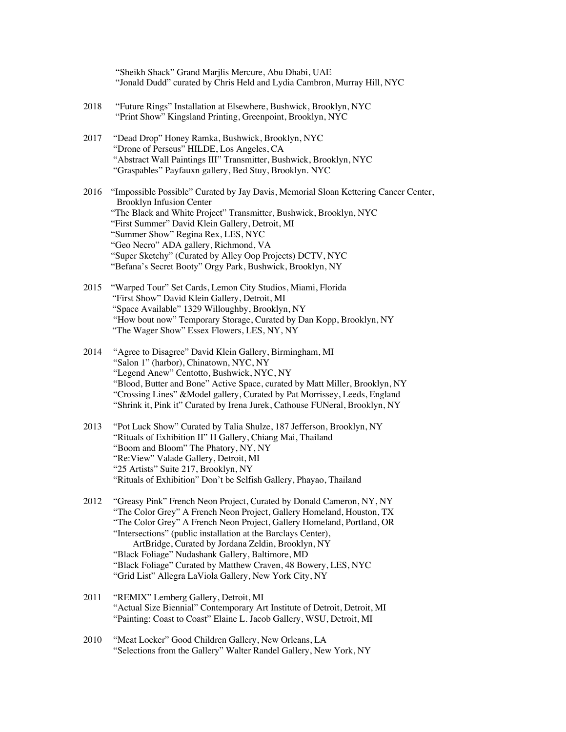"Sheikh Shack" Grand Marjlis Mercure, Abu Dhabi, UAE
"Jonald Dudd" curated by Chris Held and Lydia Cambron, Murray Hill, NYC

2018 "Future Rings" Installation at Elsewhere, Bushwick, Brooklyn, NYC
"Print Show" Kingsland Printing, Greenpoint, Brooklyn, NYC

2017 "Dead Drop" Honey Ramka, Bushwick, Brooklyn, NYC
"Drone of Perseus" HILDE, Los Angeles, CA
"Abstract Wall Paintings III" Transmitter, Bushwick, Brooklyn, NYC
"Graspables" Payfauxn gallery, Bed Stuy, Brooklyn. NYC

2016 "Impossible Possible" Curated by Jay Davis, Memorial Sloan Kettering Cancer Center, Brooklyn Infusion Center
"The Black and White Project" Transmitter, Bushwick, Brooklyn, NYC
"First Summer" David Klein Gallery, Detroit, MI
"Summer Show" Regina Rex, LES, NYC
"Geo Necro" ADA gallery, Richmond, VA
"Super Sketchy" (Curated by Alley Oop Projects) DCTV, NYC
"Befana's Secret Booty" Orgy Park, Bushwick, Brooklyn, NY

2015 "Warped Tour" Set Cards, Lemon City Studios, Miami, Florida
"First Show" David Klein Gallery, Detroit, MI
"Space Available" 1329 Willoughby, Brooklyn, NY
"How bout now" Temporary Storage, Curated by Dan Kopp, Brooklyn, NY
"The Wager Show" Essex Flowers, LES, NY, NY

2014 "Agree to Disagree" David Klein Gallery, Birmingham, MI
"Salon 1" (harbor), Chinatown, NYC, NY
"Legend Anew" Centotto, Bushwick, NYC, NY
"Blood, Butter and Bone" Active Space, curated by Matt Miller, Brooklyn, NY
"Crossing Lines" &Model gallery, Curated by Pat Morrissey, Leeds, England
"Shrink it, Pink it" Curated by Irena Jurek, Cathouse FUNeral, Brooklyn, NY

2013 "Pot Luck Show" Curated by Talia Shulze, 187 Jefferson, Brooklyn, NY
"Rituals of Exhibition II" H Gallery, Chiang Mai, Thailand
"Boom and Bloom" The Phatory, NY, NY
"Re:View" Valade Gallery, Detroit, MI
"25 Artists" Suite 217, Brooklyn, NY
"Rituals of Exhibition" Don't be Selfish Gallery, Phayao, Thailand

2012 "Greasy Pink" French Neon Project, Curated by Donald Cameron, NY, NY
"The Color Grey" A French Neon Project, Gallery Homeland, Houston, TX
"The Color Grey" A French Neon Project, Gallery Homeland, Portland, OR
"Intersections" (public installation at the Barclays Center), ArtBridge, Curated by Jordana Zeldin, Brooklyn, NY
"Black Foliage" Nudashank Gallery, Baltimore, MD
"Black Foliage" Curated by Matthew Craven, 48 Bowery, LES, NYC
"Grid List" Allegra LaViola Gallery, New York City, NY

2011 "REMIX" Lemberg Gallery, Detroit, MI
"Actual Size Biennial" Contemporary Art Institute of Detroit, Detroit, MI
"Painting: Coast to Coast" Elaine L. Jacob Gallery, WSU, Detroit, MI

2010 "Meat Locker" Good Children Gallery, New Orleans, LA
"Selections from the Gallery" Walter Randel Gallery, New York, NY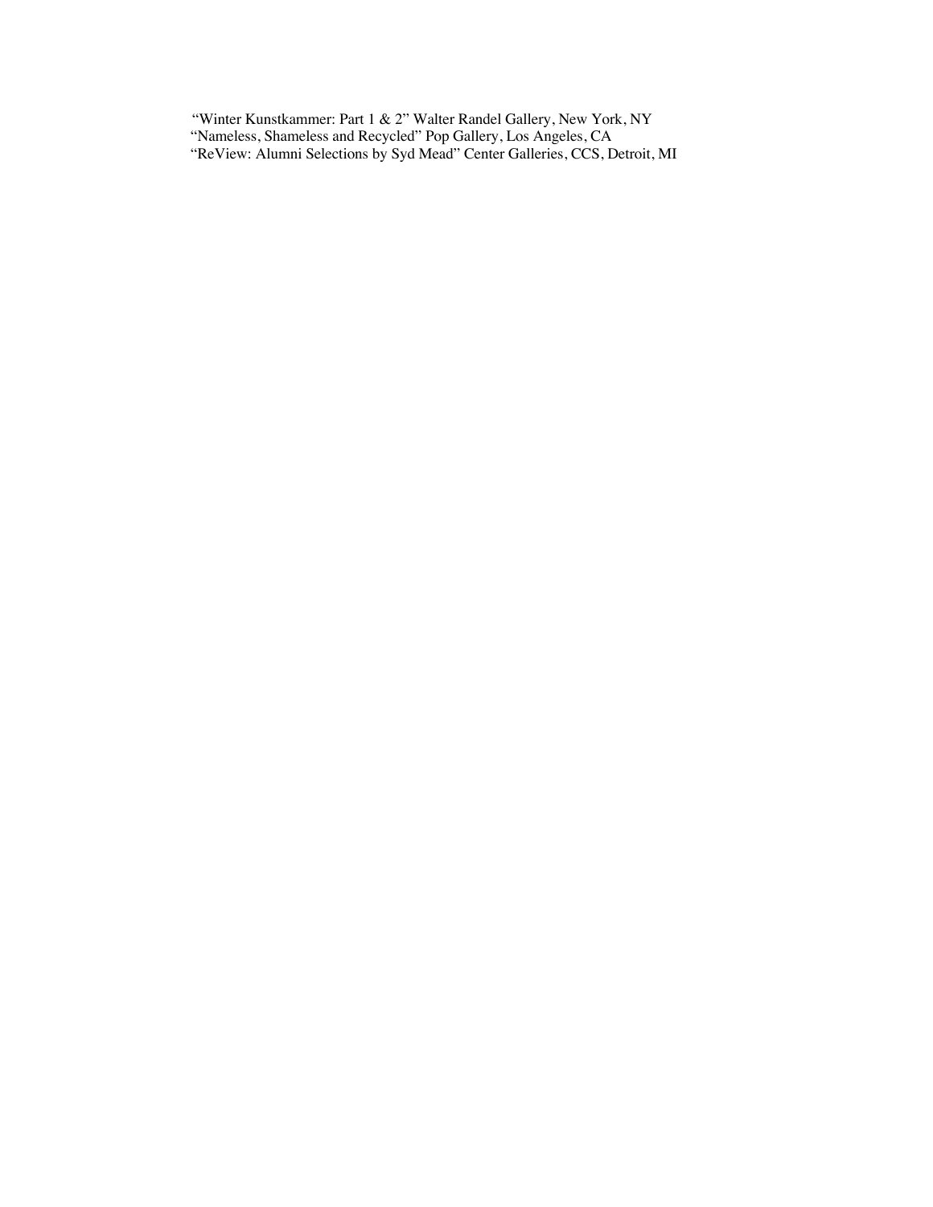"Winter Kunstkammer: Part 1 & 2" Walter Randel Gallery, New York, NY
"Nameless, Shameless and Recycled" Pop Gallery, Los Angeles, CA
"ReView: Alumni Selections by Syd Mead" Center Galleries, CCS, Detroit, MI